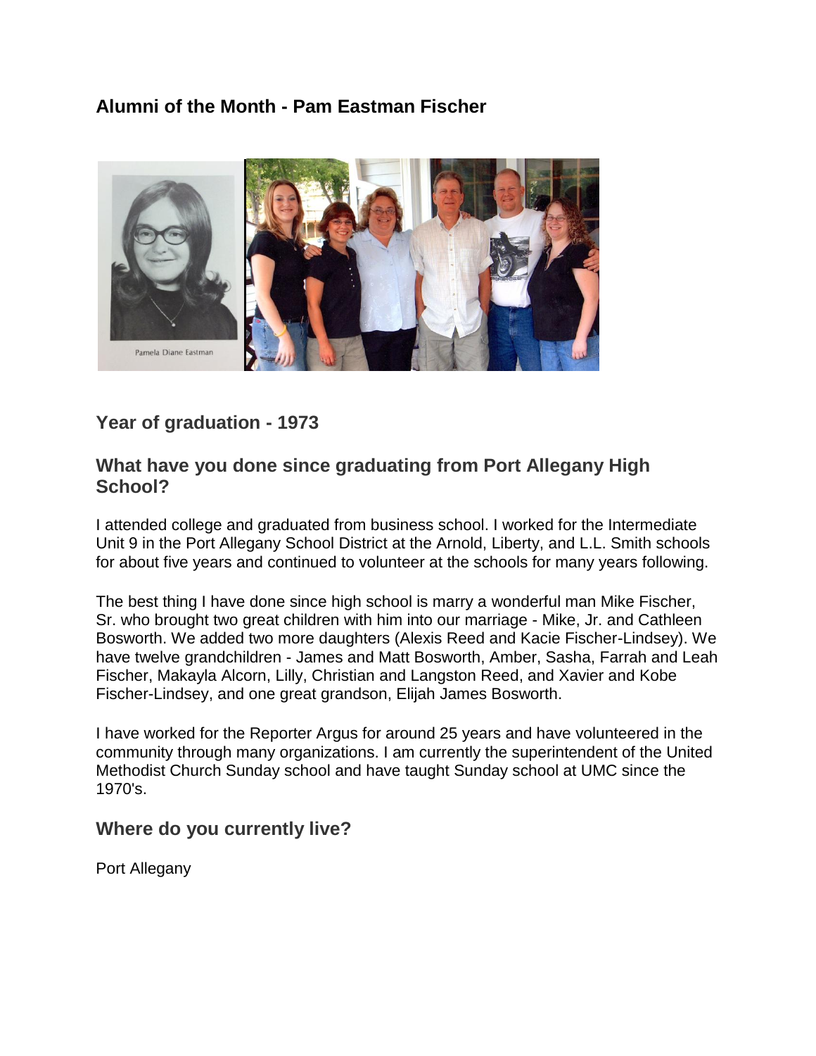## Alumni of the Month - Pam Eastman Fischer

### Year of graduation - 1973

### What have you done since graduating from Port Allegany High School?

I attended college and graduated from business school. I worked for the Intermediate Unit 9 in the Port Allegany School District at the Arnold, Liberty, and L.L. Smith schools for about five years and continued to volunteer at the schools for many years following.

The best thing I have done since high school is marry a wonderful man Mike Fischer, Sr. who brought two great children with him into our marriage - Mike, Jr. and Cathleen Bosworth. We added two more daughters (Alexis Reed and Kacie Fischer-Lindsey). We have twelve grandchildren - James and Matt Bosworth, Amber, Sasha, Farrah and Leah Fischer, Makayla Alcorn, Lilly, Christian and Langston Reed, and Xavier and Kobe Fischer-Lindsey, and one great grandson, Elijah James Bosworth.

I have worked for the Reporter Argus for around 25 years and have volunteered in the community through many organizations. I am currently the superintendent of the United Methodist Church Sunday school and have taught Sunday school at UMC since the 1970's.

### Where do you currently live?

Port Allegany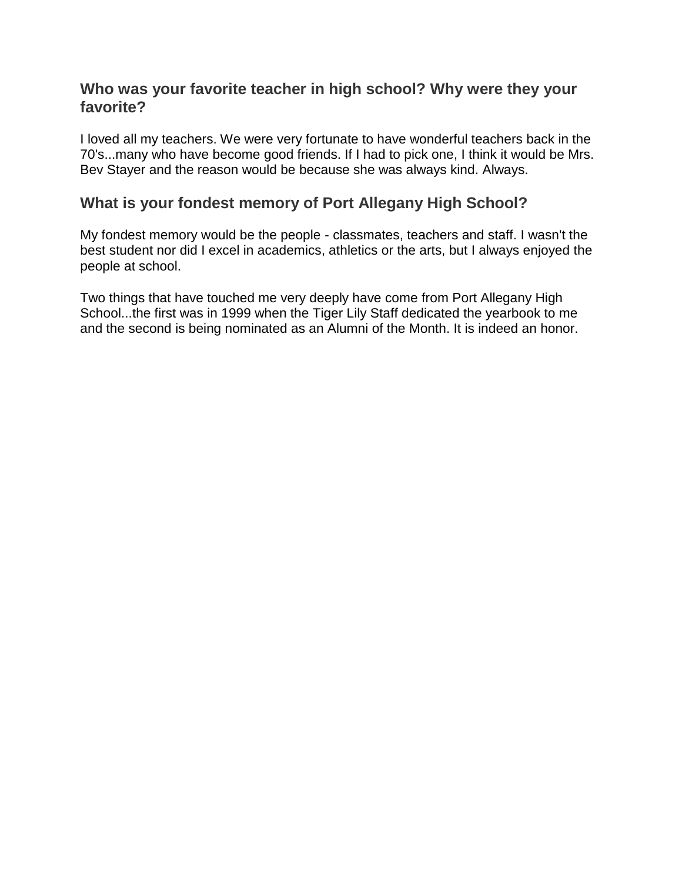## Who was your favorite teacher in high school? Why were they your favorite?

I loved all my teachers. We were very fortunate to have wonderful teachers back in the 70's...many who have become good friends. If I had to pick one, I think it would be Mrs. Bev Stayer and the reason would be because she was always kind. Always.

## What is your fondest memory of Port Allegany High School?

My fondest memory would be the people - classmates, teachers and staff. I wasn't the best student nor did I excel in academics, athletics or the arts, but I always enjoyed the people at school.

Two things that have touched me very deeply have come from Port Allegany High School...the first was in 1999 when the Tiger Lily Staff dedicated the yearbook to me and the second is being nominated as an Alumni of the Month. It is indeed an honor.